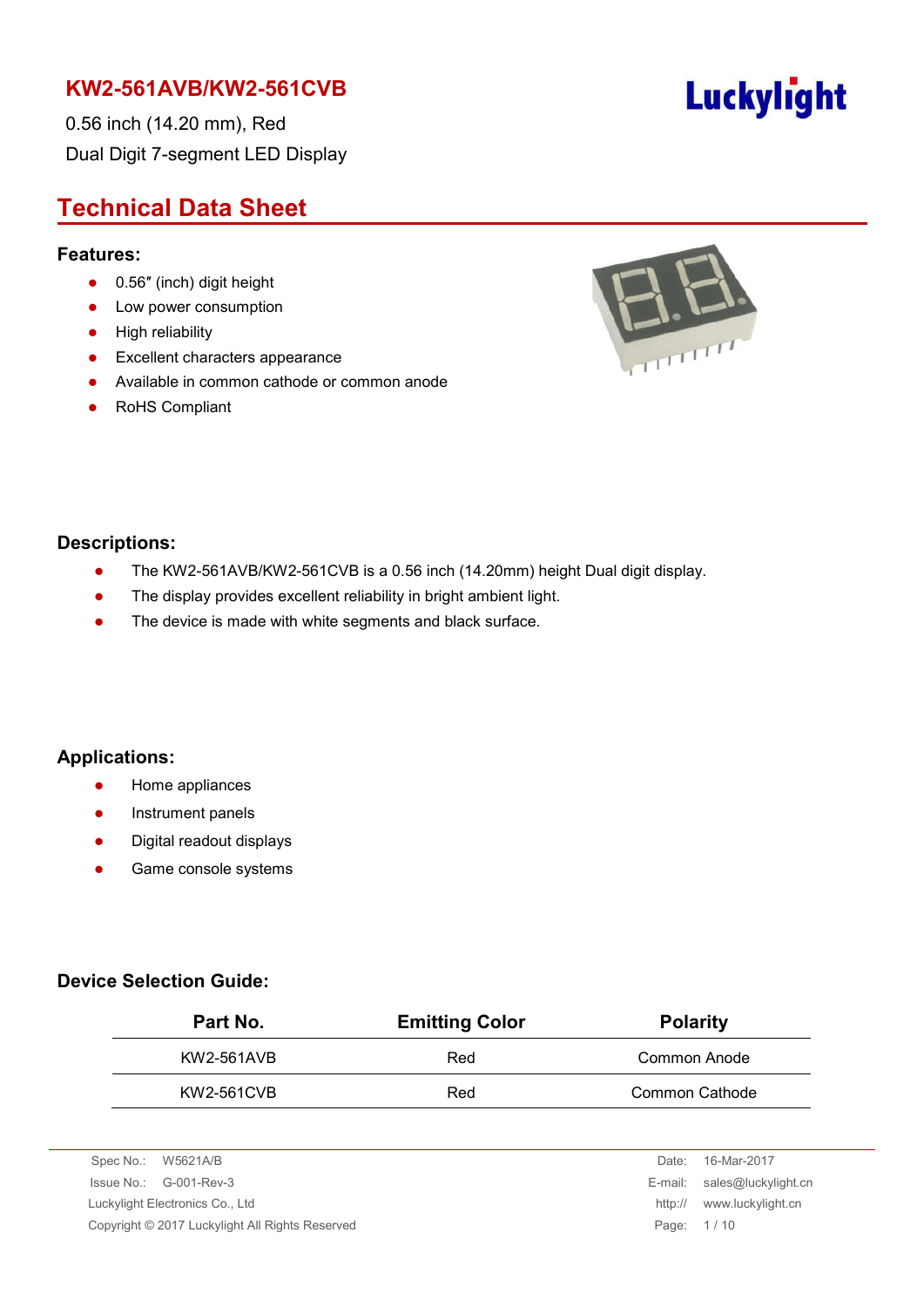# KW2-561AVB/KW2-561CVB

0.56 inch (14.20 mm), Red
Dual Digit 7-segment LED Display

Luckylight

## Technical Data Sheet

### Features:

- 0.56″ (inch) digit height
- Low power consumption
- High reliability
- Excellent characters appearance
- Available in common cathode or common anode
- RoHS Compliant

### Descriptions:

- The KW2-561AVB/KW2-561CVB is a 0.56 inch (14.20mm) height Dual digit display.
- The display provides excellent reliability in bright ambient light.
- The device is made with white segments and black surface.

### Applications:

- Home appliances
- Instrument panels
- Digital readout displays
- Game console systems

### Device Selection Guide:

| Part No. | Emitting Color | Polarity |
| --- | --- | --- |
| KW2-561AVB | Red | Common Anode |
| KW2-561CVB | Red | Common Cathode |

Spec No.: W5621A/B
Issue No.: G-001-Rev-3
Luckylight Electronics Co., Ltd
Copyright © 2017 Luckylight All Rights Reserved

Date: 16-Mar-2017
E-mail: sales@luckylight.cn
http:// www.luckylight.cn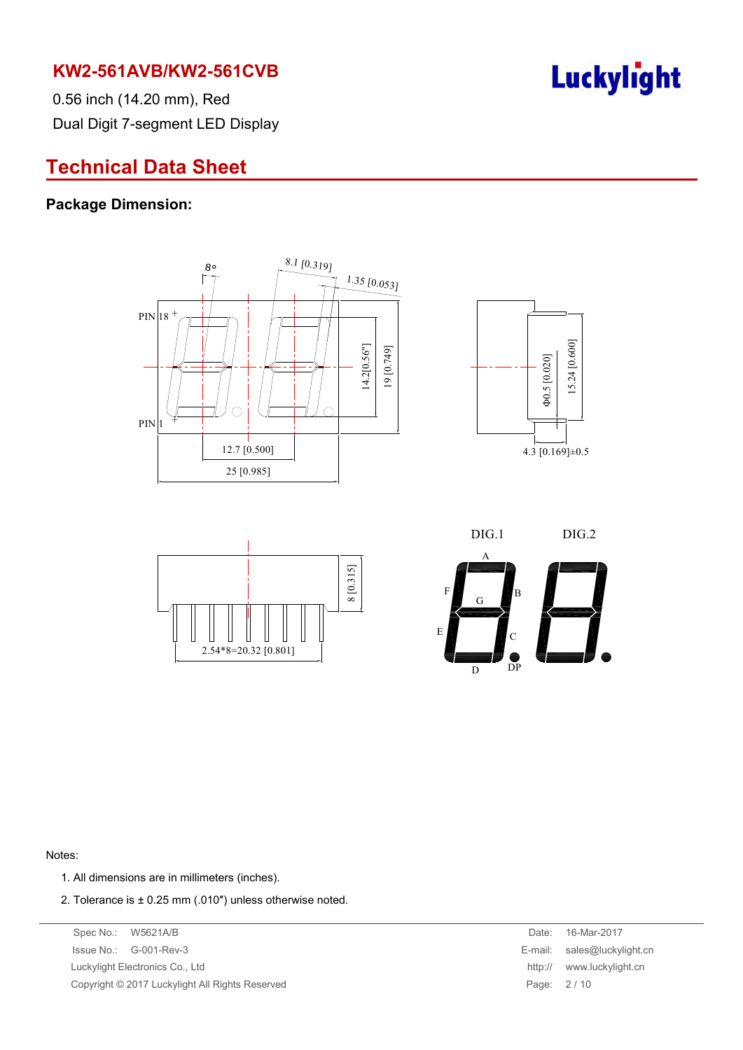# KW2-561AVB/KW2-561CVB

0.56 inch (14.20 mm), Red

Dual Digit 7-segment LED Display

## Technical Data Sheet

### Package Dimension:

Notes:

1. All dimensions are in millimeters (inches).
2. Tolerance is ± 0.25 mm (.010″) unless otherwise noted.

Spec No.: W5621A/B

Issue No.: G-001-Rev-3

Luckylight Electronics Co., Ltd

Copyright © 2017 Luckylight All Rights Reserved

Date: 16-Mar-2017

E-mail: sales@luckylight.cn

http:// www.luckylight.cn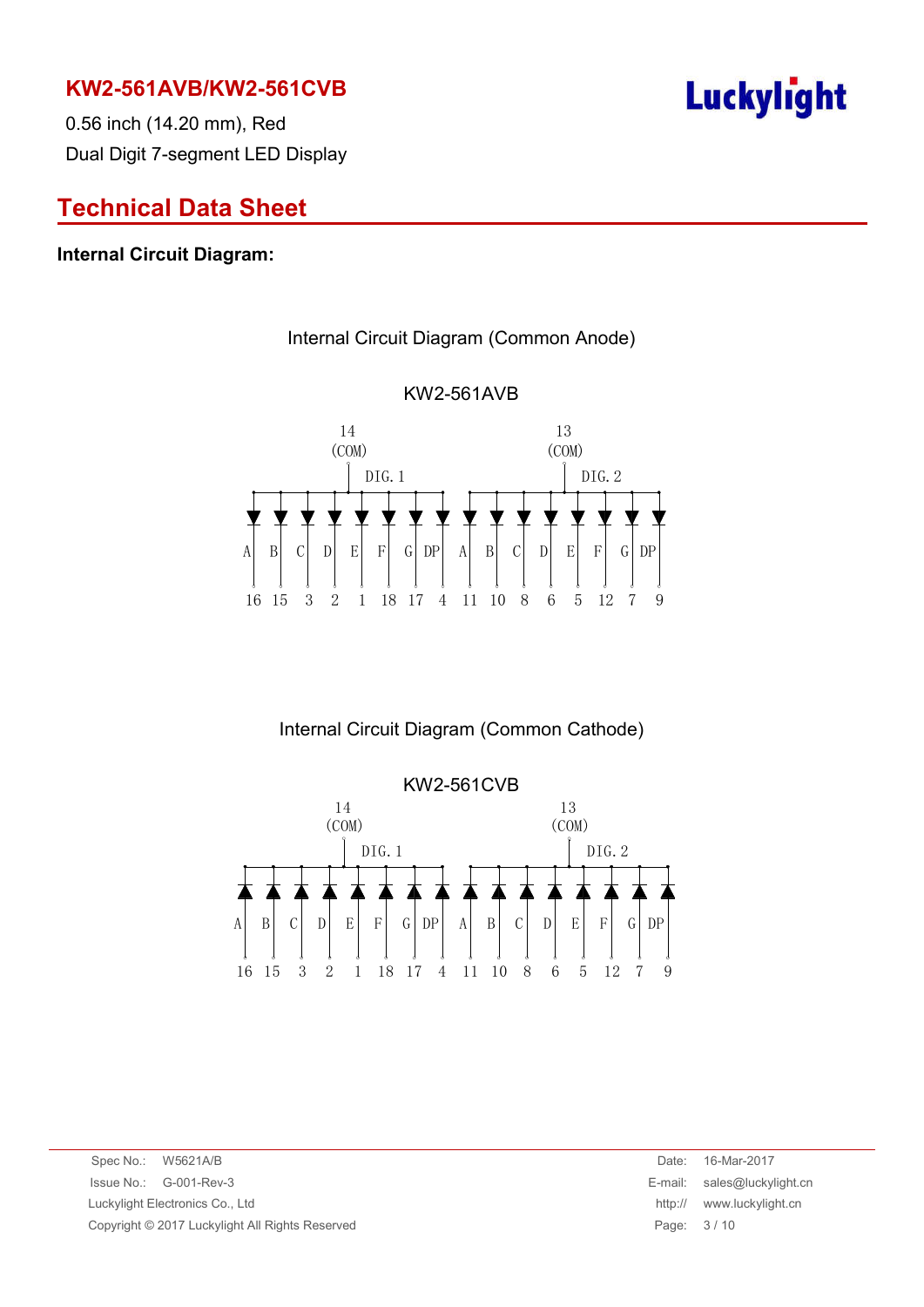## KW2-561AVB/KW2-561CVB

0.56 inch (14.20 mm), Red

Dual Digit 7-segment LED Display

# Technical Data Sheet

### Internal Circuit Diagram:

Internal Circuit Diagram (Common Anode)

KW2-561AVB

| | DIG. 1 | | | | | | | | DIG. 2 | | | | | | | |
|---|---|---|---|---|---|---|---|---|---|---|---|---|---|---|---|---|
| COM | 14 | | | | | | | | 13 | | | | | | | |
| Segment | A | B | C | D | E | F | G | DP | A | B | C | D | E | F | G | DP |
| Pin | 16 | 15 | 3 | 2 | 1 | 18 | 17 | 4 | 11 | 10 | 8 | 6 | 5 | 12 | 7 | 9 |

Internal Circuit Diagram (Common Cathode)

KW2-561CVB

| | DIG. 1 | | | | | | | | DIG. 2 | | | | | | | |
|---|---|---|---|---|---|---|---|---|---|---|---|---|---|---|---|---|
| COM | 14 | | | | | | | | 13 | | | | | | | |
| Segment | A | B | C | D | E | F | G | DP | A | B | C | D | E | F | G | DP |
| Pin | 16 | 15 | 3 | 2 | 1 | 18 | 17 | 4 | 11 | 10 | 8 | 6 | 5 | 12 | 7 | 9 |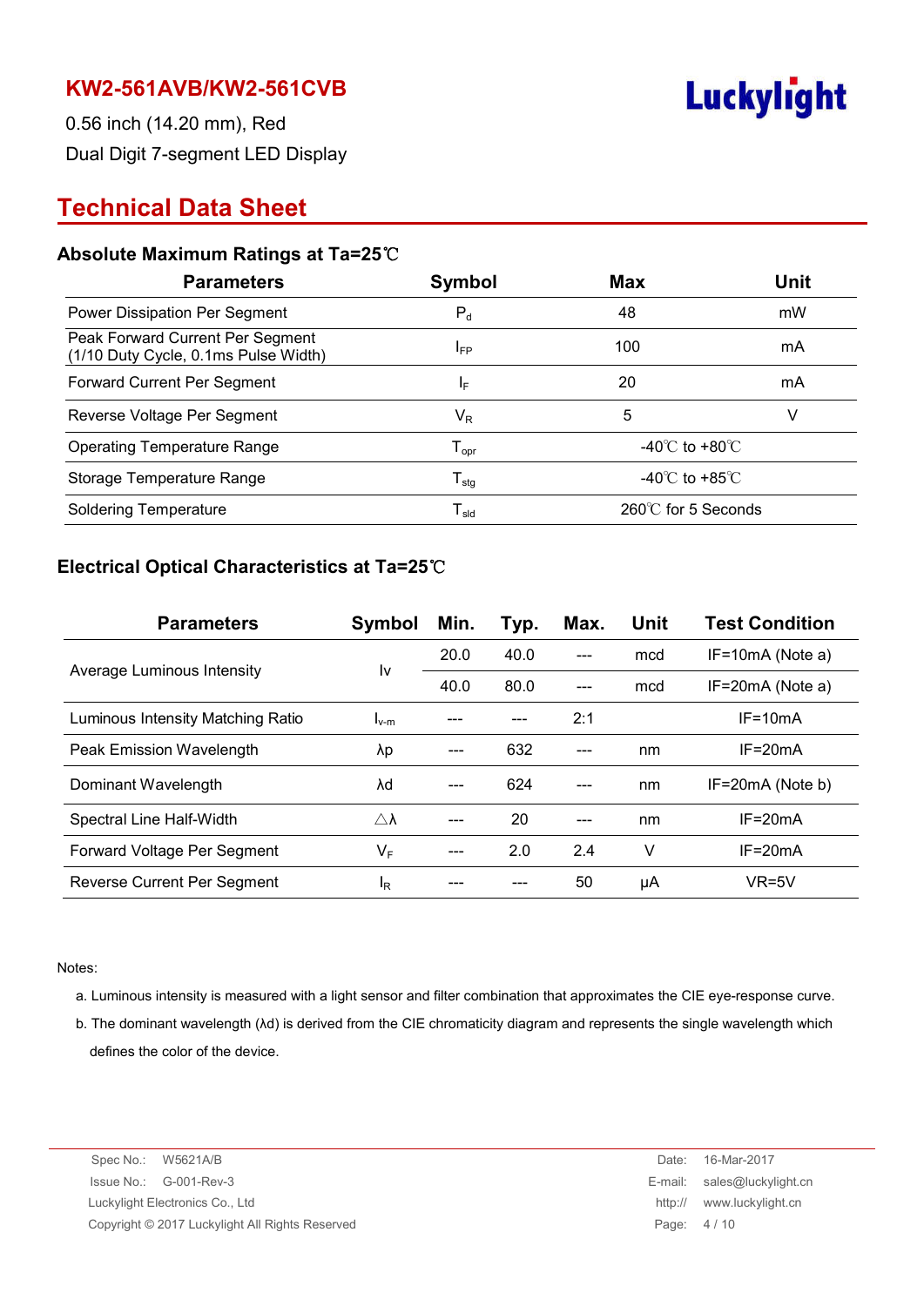# KW2-561AVB/KW2-561CVB

0.56 inch (14.20 mm), Red

Dual Digit 7-segment LED Display

Luckylight

## Technical Data Sheet

### Absolute Maximum Ratings at Ta=25℃

| Parameters | Symbol | Max | Unit |
|---|---|---|---|
| Power Dissipation Per Segment | $P_d$ | 48 | mW |
| Peak Forward Current Per Segment (1/10 Duty Cycle, 0.1ms Pulse Width) | $I_{FP}$ | 100 | mA |
| Forward Current Per Segment | $I_F$ | 20 | mA |
| Reverse Voltage Per Segment | $V_R$ | 5 | V |
| Operating Temperature Range | $T_{opr}$ | -40℃ to +80℃ | |
| Storage Temperature Range | $T_{stg}$ | -40℃ to +85℃ | |
| Soldering Temperature | $T_{sld}$ | 260℃ for 5 Seconds | |

### Electrical Optical Characteristics at Ta=25℃

| Parameters | Symbol | Min. | Typ. | Max. | Unit | Test Condition |
|---|---|---|---|---|---|---|
| Average Luminous Intensity | Iv | 20.0 | 40.0 | --- | mcd | IF=10mA (Note a) |
| | | 40.0 | 80.0 | --- | mcd | IF=20mA (Note a) |
| Luminous Intensity Matching Ratio | $I_{v-m}$ | --- | --- | 2:1 | | IF=10mA |
| Peak Emission Wavelength | λp | --- | 632 | --- | nm | IF=20mA |
| Dominant Wavelength | λd | --- | 624 | --- | nm | IF=20mA (Note b) |
| Spectral Line Half-Width | △λ | --- | 20 | --- | nm | IF=20mA |
| Forward Voltage Per Segment | $V_F$ | --- | 2.0 | 2.4 | V | IF=20mA |
| Reverse Current Per Segment | $I_R$ | --- | --- | 50 | μA | VR=5V |

Notes:

a. Luminous intensity is measured with a light sensor and filter combination that approximates the CIE eye-response curve.

b. The dominant wavelength (λd) is derived from the CIE chromaticity diagram and represents the single wavelength which defines the color of the device.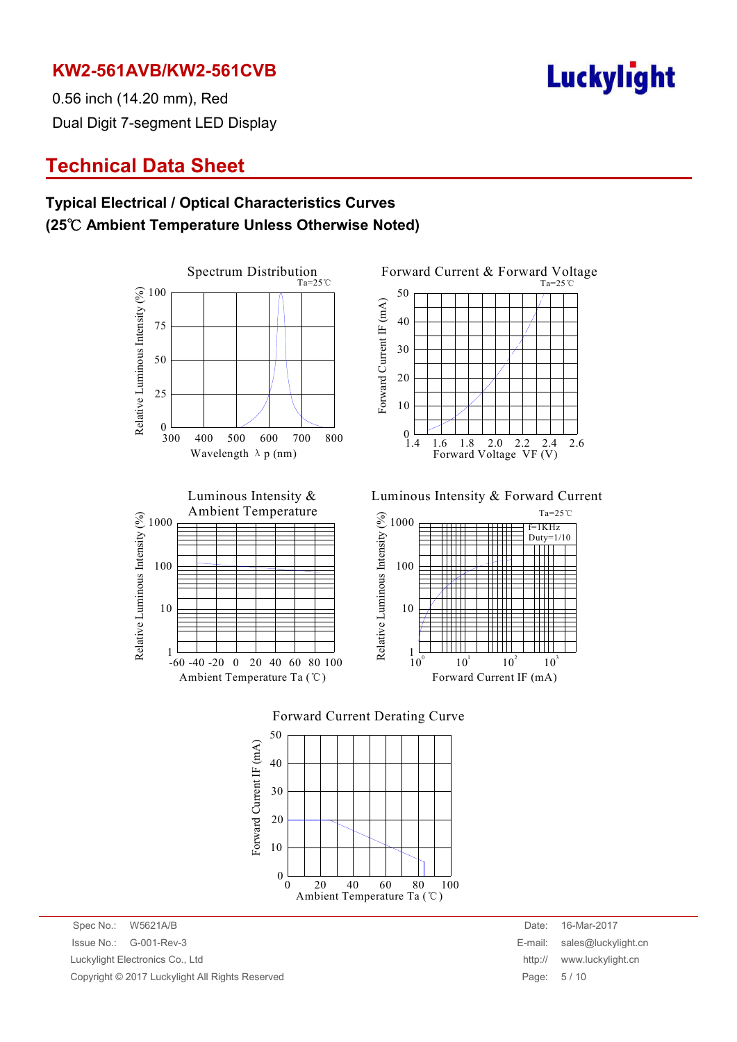## Technical Data Sheet

### Typical Electrical / Optical Characteristics Curves
### (25℃ Ambient Temperature Unless Otherwise Noted)

Spectrum Distribution
Ta=25℃
Relative Luminous Intensity (%)
100
75
50
25
0
300 400 500 600 700 800
Wavelength λ p (nm)

Forward Current & Forward Voltage
Ta=25℃
Forward Current IF (mA)
50
40
30
20
10
0
1.4 1.6 1.8 2.0 2.2 2.4 2.6
Forward Voltage VF (V)

Luminous Intensity & Ambient Temperature
Relative Luminous Intensity (%)
1000
100
10
1
-60 -40 -20 0 20 40 60 80 100
Ambient Temperature Ta (℃)

Luminous Intensity & Forward Current
Ta=25℃
f=1KHz
Duty=1/10
Relative Luminous Intensity (%)
1000
100
10
1
$10^0$ $10^1$ $10^2$ $10^3$
Forward Current IF (mA)

Forward Current Derating Curve
Forward Current IF (mA)
50
40
30
20
10
0
0 20 40 60 80 100
Ambient Temperature Ta (℃)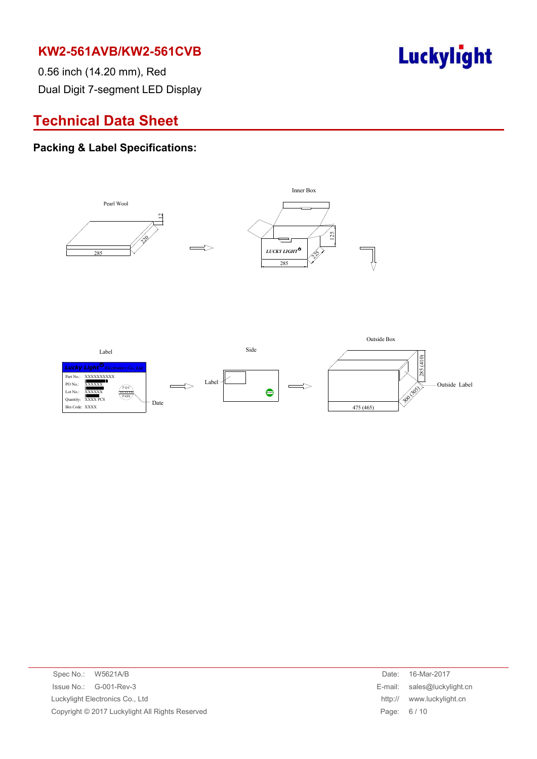# KW2-561AVB/KW2-561CVB

0.56 inch (14.20 mm), Red

Dual Digit 7-segment LED Display

## Technical Data Sheet

### Packing & Label Specifications:

Pearl Wool

12

220

285

Inner Box

125

LUCKY LIGHT

225

285

Label

Lucky Light Electronics Co., Ltd

Part No.: XXXXXXXXXX

PO No.: XXXXXX

Lot No.: XXXXXX

Quantity: XXXX PCS

Bin Code: XXXX

FQC XXXXXX PASS

Date

Side

Label

Outside Box

285 (410)

Outside Label

300 (305)

475 (465)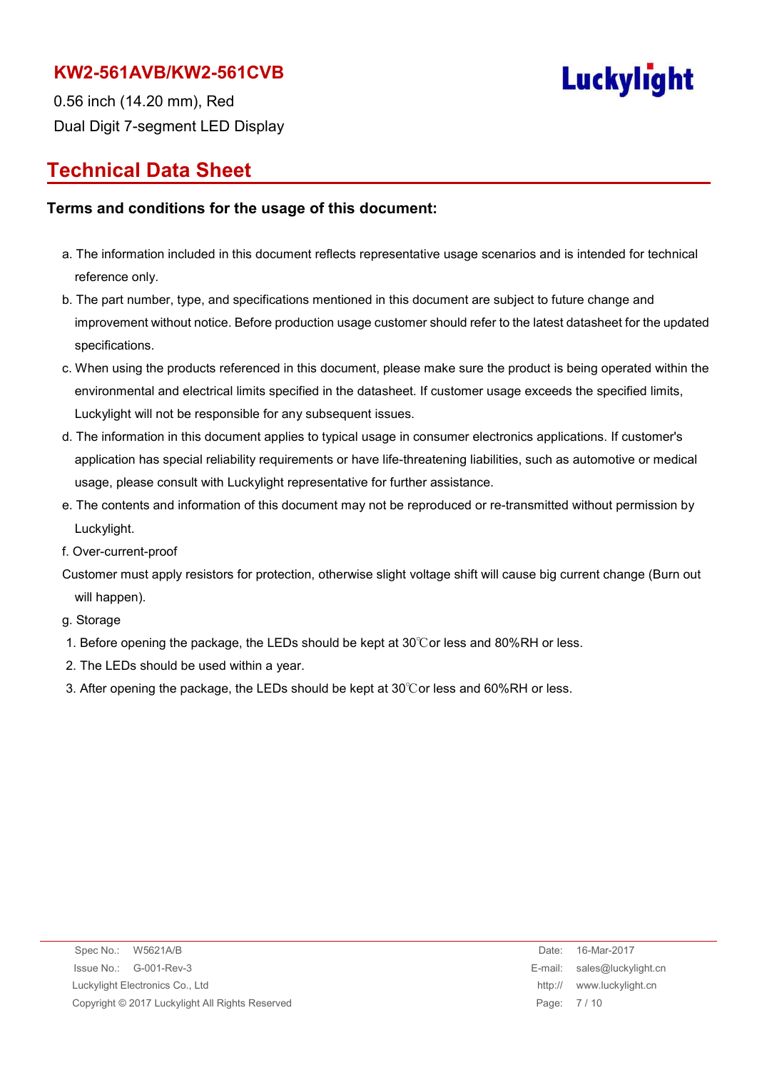## Technical Data Sheet

### Terms and conditions for the usage of this document:

a. The information included in this document reflects representative usage scenarios and is intended for technical reference only.

b. The part number, type, and specifications mentioned in this document are subject to future change and improvement without notice. Before production usage customer should refer to the latest datasheet for the updated specifications.

c. When using the products referenced in this document, please make sure the product is being operated within the environmental and electrical limits specified in the datasheet. If customer usage exceeds the specified limits, Luckylight will not be responsible for any subsequent issues.

d. The information in this document applies to typical usage in consumer electronics applications. If customer's application has special reliability requirements or have life-threatening liabilities, such as automotive or medical usage, please consult with Luckylight representative for further assistance.

e. The contents and information of this document may not be reproduced or re-transmitted without permission by Luckylight.

f. Over-current-proof

Customer must apply resistors for protection, otherwise slight voltage shift will cause big current change (Burn out will happen).

g. Storage

1. Before opening the package, the LEDs should be kept at 30℃or less and 80%RH or less.
2. The LEDs should be used within a year.
3. After opening the package, the LEDs should be kept at 30℃or less and 60%RH or less.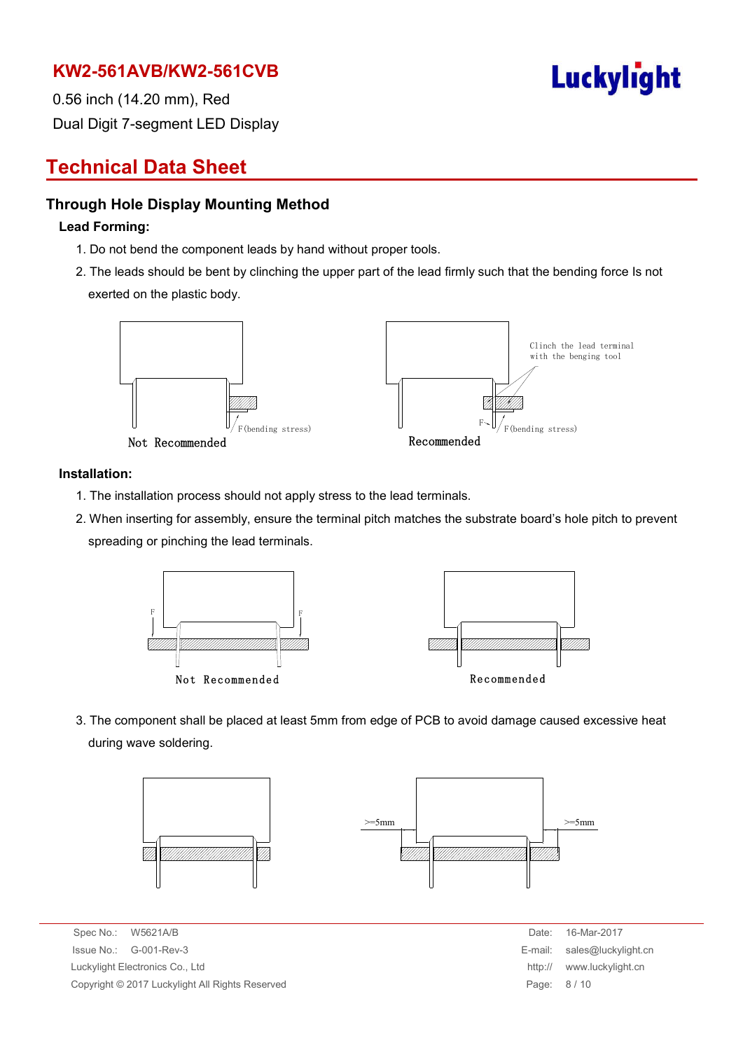## Technical Data Sheet

### Through Hole Display Mounting Method

**Lead Forming:**

1. Do not bend the component leads by hand without proper tools.
2. The leads should be bent by clinching the upper part of the lead firmly such that the bending force Is not exerted on the plastic body.

F (bending stress)

Not Recommended

Clinch the lead terminal with the benging tool

F

F (bending stress)

Recommended

**Installation:**

1. The installation process should not apply stress to the lead terminals.
2. When inserting for assembly, ensure the terminal pitch matches the substrate board's hole pitch to prevent spreading or pinching the lead terminals.

F F

Not Recommended

Recommended

3. The component shall be placed at least 5mm from edge of PCB to avoid damage caused excessive heat during wave soldering.

>=5mm >=5mm

Spec No.: W5621A/B
Issue No.: G-001-Rev-3
Luckylight Electronics Co., Ltd
Copyright © 2017 Luckylight All Rights Reserved

Date: 16-Mar-2017
E-mail: sales@luckylight.cn
http:// www.luckylight.cn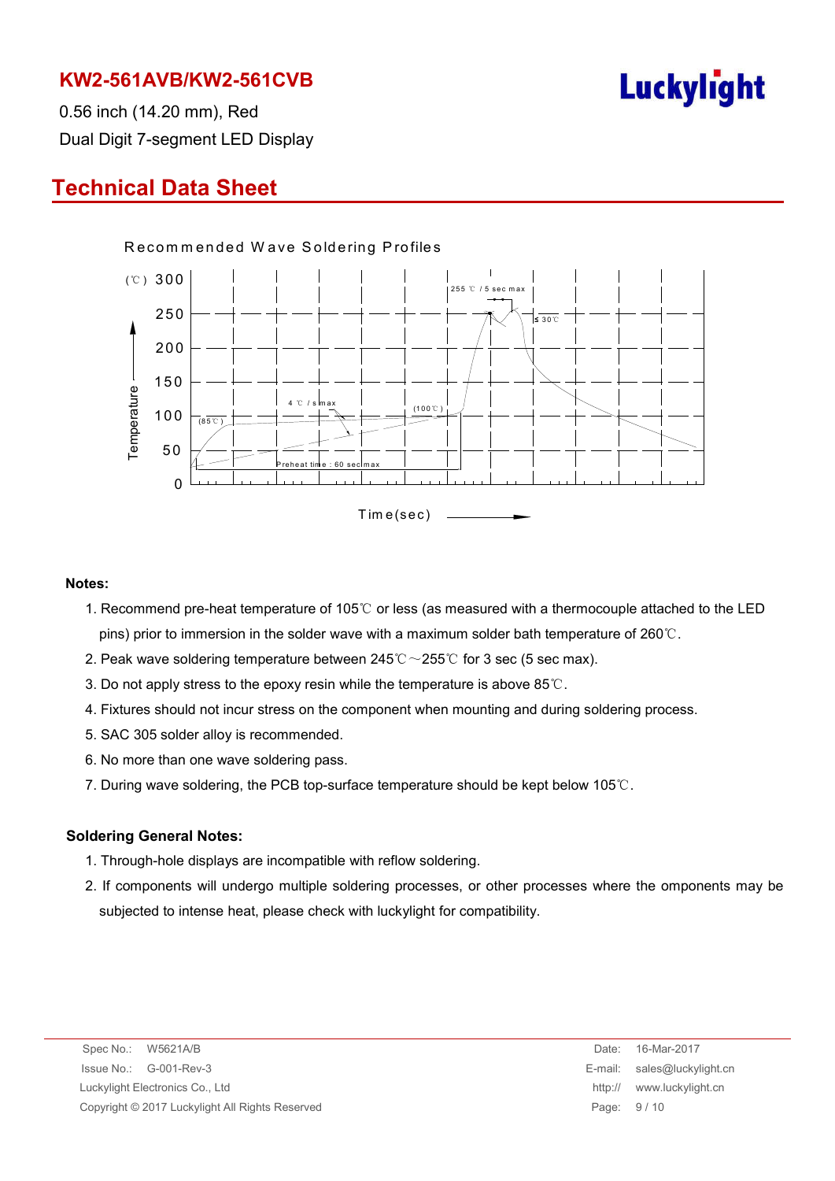# KW2-561AVB/KW2-561CVB

0.56 inch (14.20 mm), Red

Dual Digit 7-segment LED Display

## Technical Data Sheet

Recommended Wave Soldering Profiles

(℃) 300, 250, 200, 150, 100, 50, 0

Temperature

255 ℃ / 5 sec max

≤ 30℃

4 ℃ / s max

(100℃)

(85℃)

Preheat time : 60 sec max

Time(sec)

### Notes:

1. Recommend pre-heat temperature of 105℃ or less (as measured with a thermocouple attached to the LED pins) prior to immersion in the solder wave with a maximum solder bath temperature of 260℃.
2. Peak wave soldering temperature between 245℃～255℃ for 3 sec (5 sec max).
3. Do not apply stress to the epoxy resin while the temperature is above 85℃.
4. Fixtures should not incur stress on the component when mounting and during soldering process.
5. SAC 305 solder alloy is recommended.
6. No more than one wave soldering pass.
7. During wave soldering, the PCB top-surface temperature should be kept below 105℃.

### Soldering General Notes:

1. Through-hole displays are incompatible with reflow soldering.
2. If components will undergo multiple soldering processes, or other processes where the omponents may be subjected to intense heat, please check with luckylight for compatibility.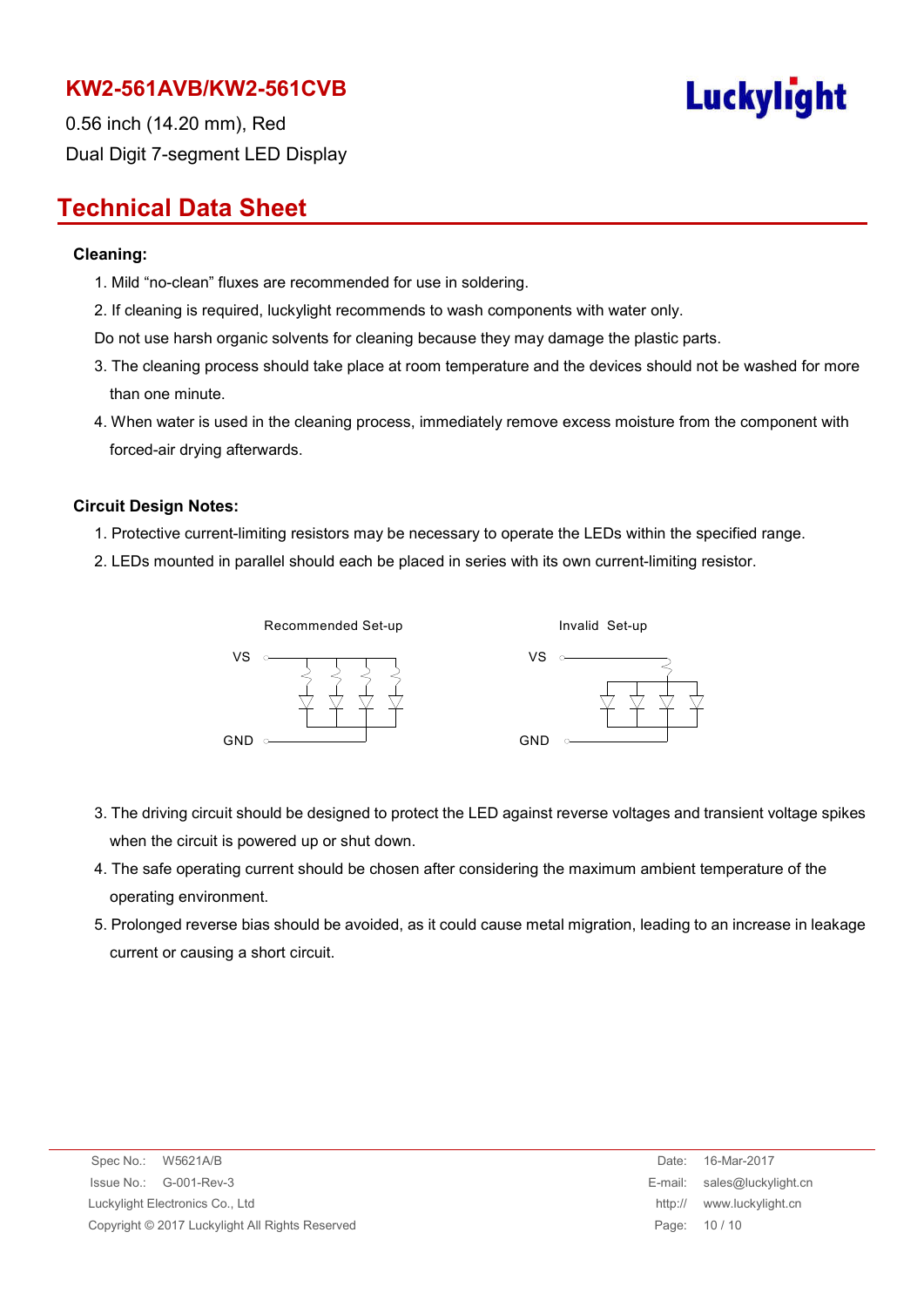# KW2-561AVB/KW2-561CVB

0.56 inch (14.20 mm), Red

Dual Digit 7-segment LED Display

## Technical Data Sheet

### Cleaning:

1. Mild "no-clean" fluxes are recommended for use in soldering.
2. If cleaning is required, luckylight recommends to wash components with water only.

Do not use harsh organic solvents for cleaning because they may damage the plastic parts.

3. The cleaning process should take place at room temperature and the devices should not be washed for more than one minute.
4. When water is used in the cleaning process, immediately remove excess moisture from the component with forced-air drying afterwards.

### Circuit Design Notes:

1. Protective current-limiting resistors may be necessary to operate the LEDs within the specified range.
2. LEDs mounted in parallel should each be placed in series with its own current-limiting resistor.

Recommended Set-up

VS

GND

Invalid Set-up

VS

GND

3. The driving circuit should be designed to protect the LED against reverse voltages and transient voltage spikes when the circuit is powered up or shut down.
4. The safe operating current should be chosen after considering the maximum ambient temperature of the operating environment.
5. Prolonged reverse bias should be avoided, as it could cause metal migration, leading to an increase in leakage current or causing a short circuit.